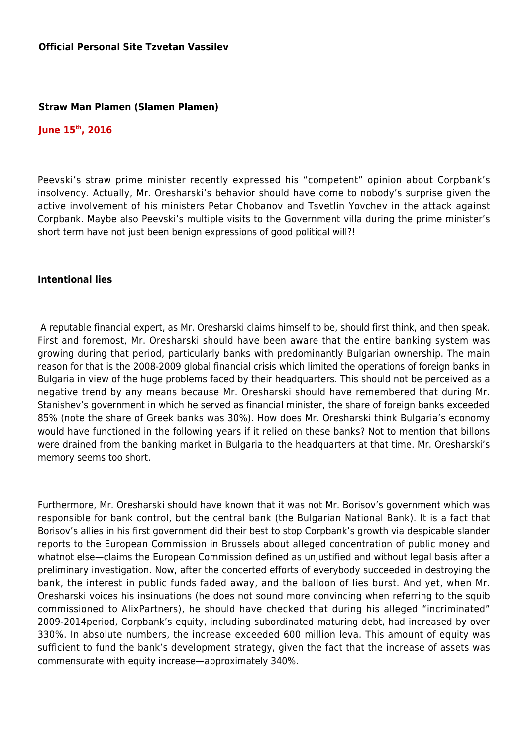**Official Personal Site Tzvetan Vassilev**

---

# Straw Man Plamen (Slamen Plamen)

**June 15th, 2016**

Peevski's straw prime minister recently expressed his "competent" opinion about Corpbank's insolvency. Actually, Mr. Oresharski's behavior should have come to nobody's surprise given the active involvement of his ministers Petar Chobanov and Tsvetlin Yovchev in the attack against Corpbank. Maybe also Peevski's multiple visits to the Government villa during the prime minister's short term have not just been benign expressions of good political will?!

## Intentional lies

A reputable financial expert, as Mr. Oresharski claims himself to be, should first think, and then speak. First and foremost, Mr. Oresharski should have been aware that the entire banking system was growing during that period, particularly banks with predominantly Bulgarian ownership. The main reason for that is the 2008-2009 global financial crisis which limited the operations of foreign banks in Bulgaria in view of the huge problems faced by their headquarters. This should not be perceived as a negative trend by any means because Mr. Oresharski should have remembered that during Mr. Stanishev's government in which he served as financial minister, the share of foreign banks exceeded 85% (note the share of Greek banks was 30%). How does Mr. Oresharski think Bulgaria's economy would have functioned in the following years if it relied on these banks? Not to mention that billons were drained from the banking market in Bulgaria to the headquarters at that time. Mr. Oresharski's memory seems too short.

Furthermore, Mr. Oresharski should have known that it was not Mr. Borisov's government which was responsible for bank control, but the central bank (the Bulgarian National Bank). It is a fact that Borisov's allies in his first government did their best to stop Corpbank's growth via despicable slander reports to the European Commission in Brussels about alleged concentration of public money and whatnot else—claims the European Commission defined as unjustified and without legal basis after a preliminary investigation. Now, after the concerted efforts of everybody succeeded in destroying the bank, the interest in public funds faded away, and the balloon of lies burst. And yet, when Mr. Oresharski voices his insinuations (he does not sound more convincing when referring to the squib commissioned to AlixPartners), he should have checked that during his alleged "incriminated" 2009-2014period, Corpbank's equity, including subordinated maturing debt, had increased by over 330%. In absolute numbers, the increase exceeded 600 million leva. This amount of equity was sufficient to fund the bank's development strategy, given the fact that the increase of assets was commensurate with equity increase—approximately 340%.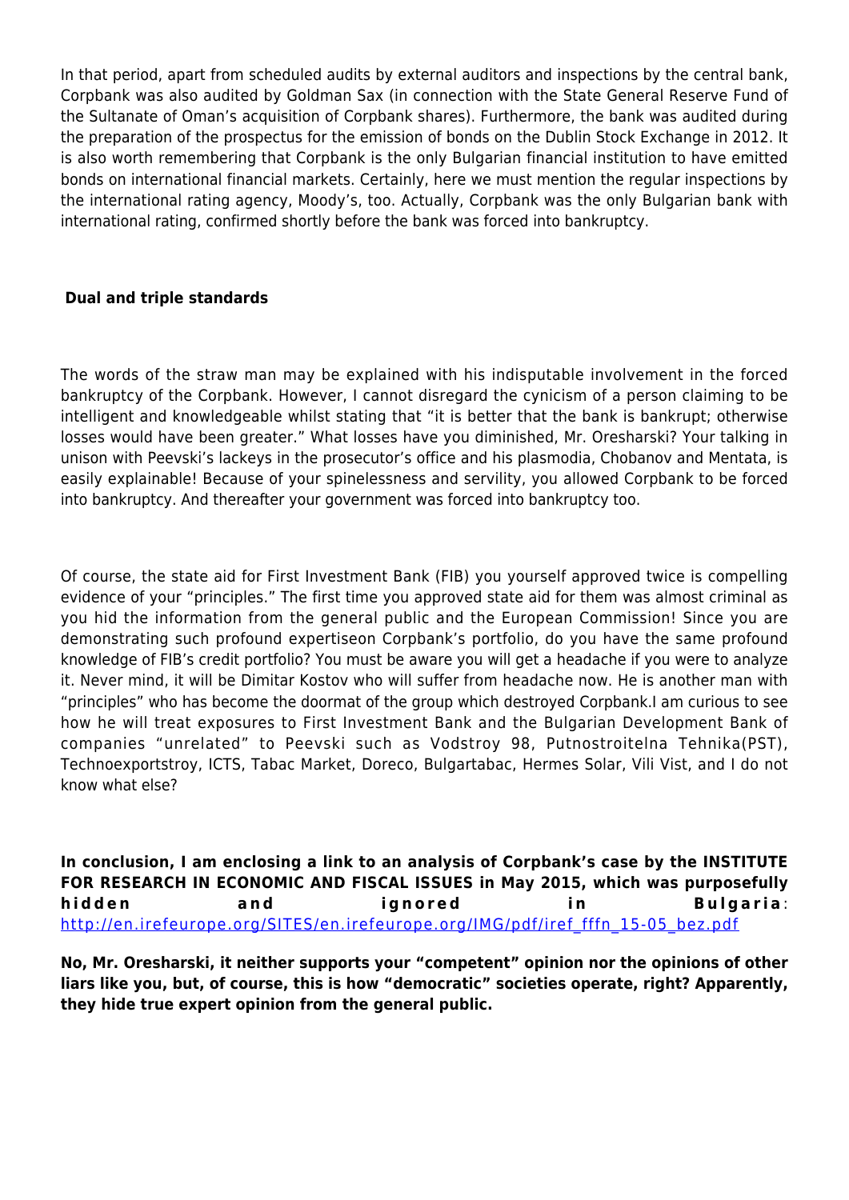In that period, apart from scheduled audits by external auditors and inspections by the central bank, Corpbank was also audited by Goldman Sax (in connection with the State General Reserve Fund of the Sultanate of Oman's acquisition of Corpbank shares). Furthermore, the bank was audited during the preparation of the prospectus for the emission of bonds on the Dublin Stock Exchange in 2012. It is also worth remembering that Corpbank is the only Bulgarian financial institution to have emitted bonds on international financial markets. Certainly, here we must mention the regular inspections by the international rating agency, Moody's, too. Actually, Corpbank was the only Bulgarian bank with international rating, confirmed shortly before the bank was forced into bankruptcy.

**Dual and triple standards**

The words of the straw man may be explained with his indisputable involvement in the forced bankruptcy of the Corpbank. However, I cannot disregard the cynicism of a person claiming to be intelligent and knowledgeable whilst stating that "it is better that the bank is bankrupt; otherwise losses would have been greater." What losses have you diminished, Mr. Oresharski? Your talking in unison with Peevski's lackeys in the prosecutor's office and his plasmodia, Chobanov and Mentata, is easily explainable! Because of your spinelessness and servility, you allowed Corpbank to be forced into bankruptcy. And thereafter your government was forced into bankruptcy too.

Of course, the state aid for First Investment Bank (FIB) you yourself approved twice is compelling evidence of your "principles." The first time you approved state aid for them was almost criminal as you hid the information from the general public and the European Commission! Since you are demonstrating such profound expertiseon Corpbank's portfolio, do you have the same profound knowledge of FIB's credit portfolio? You must be aware you will get a headache if you were to analyze it. Never mind, it will be Dimitar Kostov who will suffer from headache now. He is another man with "principles" who has become the doormat of the group which destroyed Corpbank.I am curious to see how he will treat exposures to First Investment Bank and the Bulgarian Development Bank of companies "unrelated" to Peevski such as Vodstroy 98, Putnostroitelna Tehnika(PST), Technoexportstroy, ICTS, Tabac Market, Doreco, Bulgartabac, Hermes Solar, Vili Vist, and I do not know what else?

**In conclusion, I am enclosing a link to an analysis of Corpbank's case by the INSTITUTE FOR RESEARCH IN ECONOMIC AND FISCAL ISSUES in May 2015, which was purposefully hidden and ignored in Bulgaria**: [http://en.irefeurope.org/SITES/en.irefeurope.org/IMG/pdf/iref_fffn_15-05_bez.pdf](http://en.irefeurope.org/SITES/en.irefeurope.org/IMG/pdf/iref_fffn_15-05_bez.pdf)

**No, Mr. Oresharski, it neither supports your "competent" opinion nor the opinions of other liars like you, but, of course, this is how "democratic" societies operate, right? Apparently, they hide true expert opinion from the general public.**